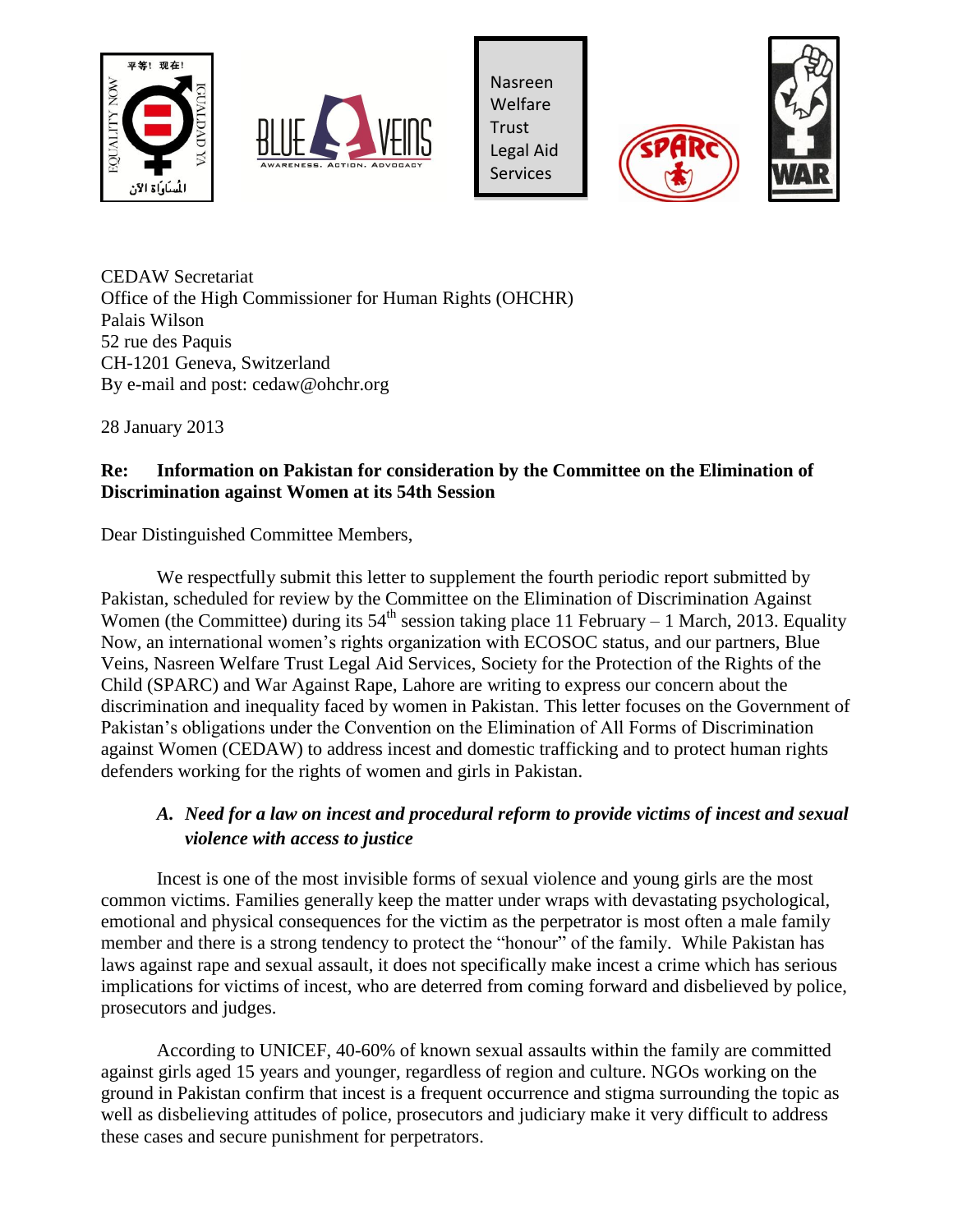Nasreen Welfare Trust Legal Aid Services

CEDAW Secretariat
Office of the High Commissioner for Human Rights (OHCHR)
Palais Wilson
52 rue des Paquis
CH-1201 Geneva, Switzerland
By e-mail and post: cedaw@ohchr.org

28 January 2013

**Re: Information on Pakistan for consideration by the Committee on the Elimination of Discrimination against Women at its 54th Session**

Dear Distinguished Committee Members,

We respectfully submit this letter to supplement the fourth periodic report submitted by Pakistan, scheduled for review by the Committee on the Elimination of Discrimination Against Women (the Committee) during its 54th session taking place 11 February – 1 March, 2013. Equality Now, an international women's rights organization with ECOSOC status, and our partners, Blue Veins, Nasreen Welfare Trust Legal Aid Services, Society for the Protection of the Rights of the Child (SPARC) and War Against Rape, Lahore are writing to express our concern about the discrimination and inequality faced by women in Pakistan. This letter focuses on the Government of Pakistan's obligations under the Convention on the Elimination of All Forms of Discrimination against Women (CEDAW) to address incest and domestic trafficking and to protect human rights defenders working for the rights of women and girls in Pakistan.

### *A. Need for a law on incest and procedural reform to provide victims of incest and sexual violence with access to justice*

Incest is one of the most invisible forms of sexual violence and young girls are the most common victims. Families generally keep the matter under wraps with devastating psychological, emotional and physical consequences for the victim as the perpetrator is most often a male family member and there is a strong tendency to protect the "honour" of the family. While Pakistan has laws against rape and sexual assault, it does not specifically make incest a crime which has serious implications for victims of incest, who are deterred from coming forward and disbelieved by police, prosecutors and judges.

According to UNICEF, 40-60% of known sexual assaults within the family are committed against girls aged 15 years and younger, regardless of region and culture. NGOs working on the ground in Pakistan confirm that incest is a frequent occurrence and stigma surrounding the topic as well as disbelieving attitudes of police, prosecutors and judiciary make it very difficult to address these cases and secure punishment for perpetrators.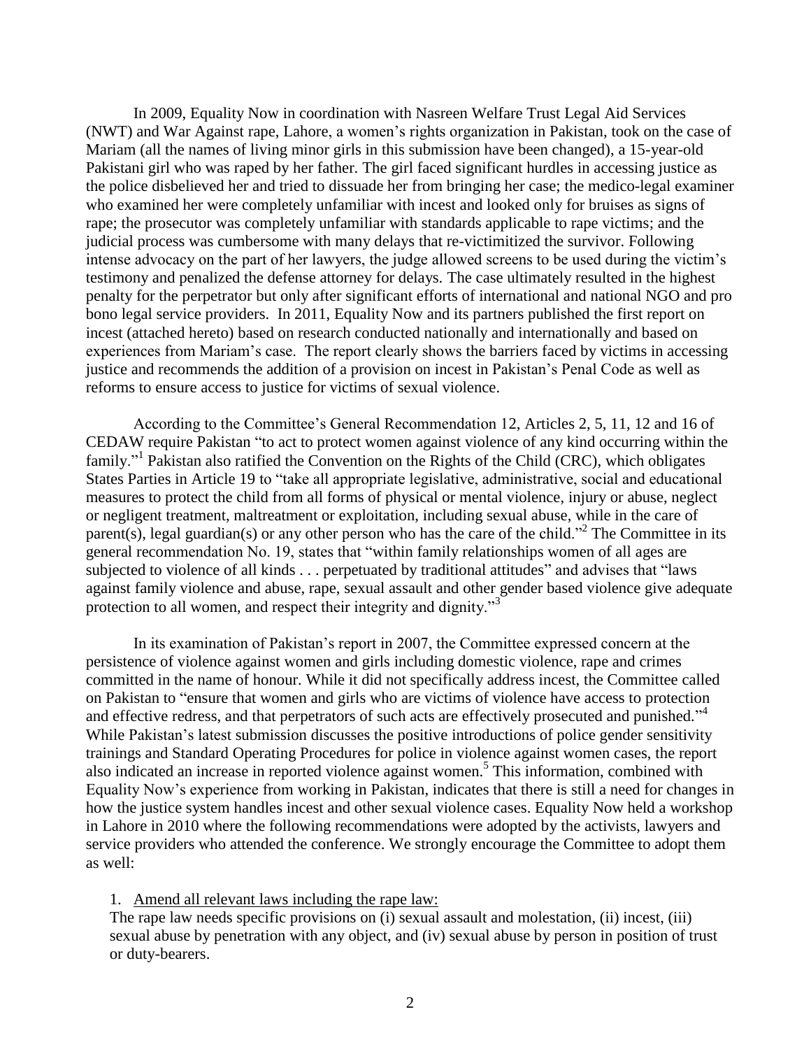In 2009, Equality Now in coordination with Nasreen Welfare Trust Legal Aid Services (NWT) and War Against rape, Lahore, a women's rights organization in Pakistan, took on the case of Mariam (all the names of living minor girls in this submission have been changed), a 15-year-old Pakistani girl who was raped by her father. The girl faced significant hurdles in accessing justice as the police disbelieved her and tried to dissuade her from bringing her case; the medico-legal examiner who examined her were completely unfamiliar with incest and looked only for bruises as signs of rape; the prosecutor was completely unfamiliar with standards applicable to rape victims; and the judicial process was cumbersome with many delays that re-victimitized the survivor. Following intense advocacy on the part of her lawyers, the judge allowed screens to be used during the victim's testimony and penalized the defense attorney for delays. The case ultimately resulted in the highest penalty for the perpetrator but only after significant efforts of international and national NGO and pro bono legal service providers. In 2011, Equality Now and its partners published the first report on incest (attached hereto) based on research conducted nationally and internationally and based on experiences from Mariam's case. The report clearly shows the barriers faced by victims in accessing justice and recommends the addition of a provision on incest in Pakistan's Penal Code as well as reforms to ensure access to justice for victims of sexual violence.

According to the Committee's General Recommendation 12, Articles 2, 5, 11, 12 and 16 of CEDAW require Pakistan "to act to protect women against violence of any kind occurring within the family."[1] Pakistan also ratified the Convention on the Rights of the Child (CRC), which obligates States Parties in Article 19 to "take all appropriate legislative, administrative, social and educational measures to protect the child from all forms of physical or mental violence, injury or abuse, neglect or negligent treatment, maltreatment or exploitation, including sexual abuse, while in the care of parent(s), legal guardian(s) or any other person who has the care of the child."[2] The Committee in its general recommendation No. 19, states that "within family relationships women of all ages are subjected to violence of all kinds . . . perpetuated by traditional attitudes" and advises that "laws against family violence and abuse, rape, sexual assault and other gender based violence give adequate protection to all women, and respect their integrity and dignity."[3]

In its examination of Pakistan's report in 2007, the Committee expressed concern at the persistence of violence against women and girls including domestic violence, rape and crimes committed in the name of honour. While it did not specifically address incest, the Committee called on Pakistan to "ensure that women and girls who are victims of violence have access to protection and effective redress, and that perpetrators of such acts are effectively prosecuted and punished."[4] While Pakistan's latest submission discusses the positive introductions of police gender sensitivity trainings and Standard Operating Procedures for police in violence against women cases, the report also indicated an increase in reported violence against women.[5] This information, combined with Equality Now's experience from working in Pakistan, indicates that there is still a need for changes in how the justice system handles incest and other sexual violence cases. Equality Now held a workshop in Lahore in 2010 where the following recommendations were adopted by the activists, lawyers and service providers who attended the conference. We strongly encourage the Committee to adopt them as well:

1. Amend all relevant laws including the rape law:

   The rape law needs specific provisions on (i) sexual assault and molestation, (ii) incest, (iii) sexual abuse by penetration with any object, and (iv) sexual abuse by person in position of trust or duty-bearers.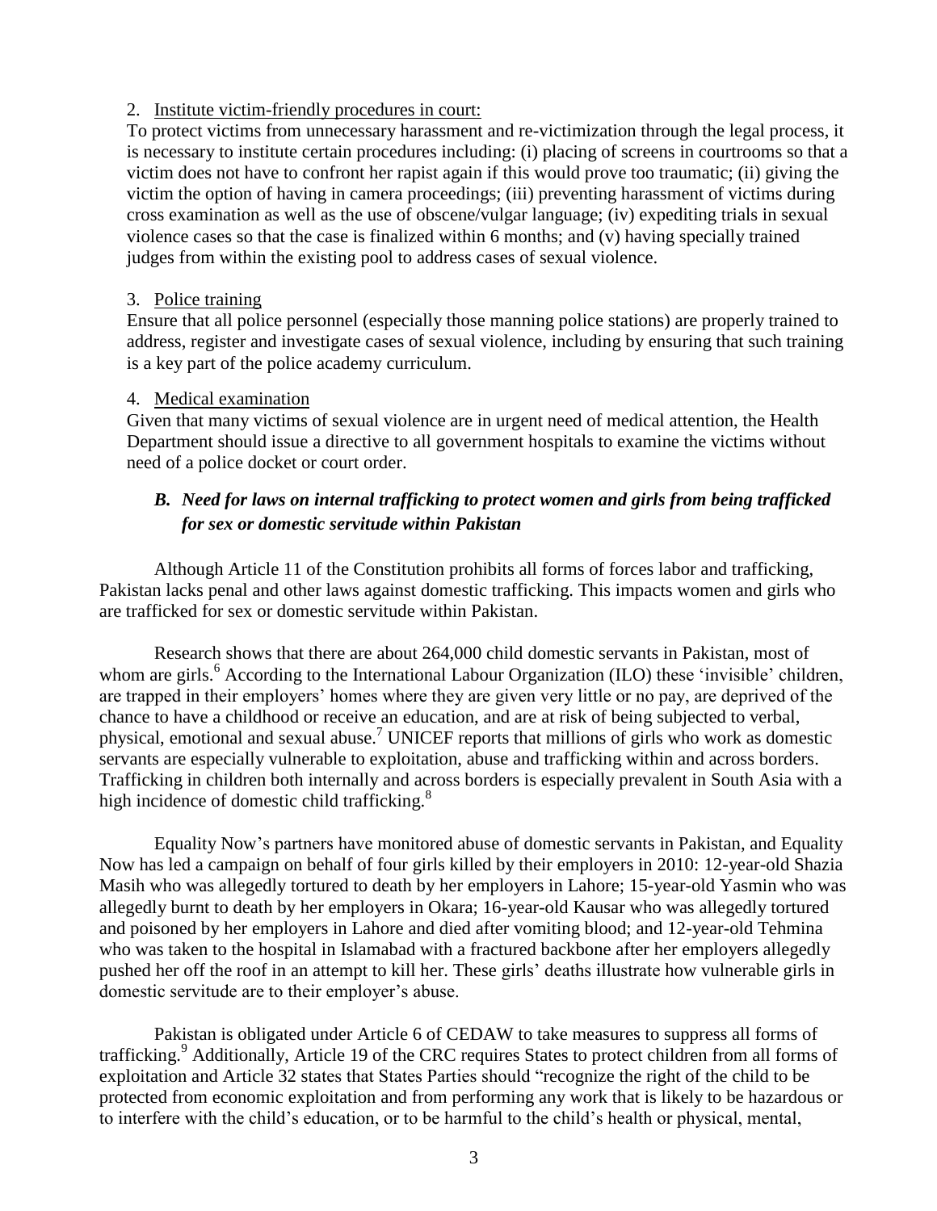2. Institute victim-friendly procedures in court:

To protect victims from unnecessary harassment and re-victimization through the legal process, it is necessary to institute certain procedures including: (i) placing of screens in courtrooms so that a victim does not have to confront her rapist again if this would prove too traumatic; (ii) giving the victim the option of having in camera proceedings; (iii) preventing harassment of victims during cross examination as well as the use of obscene/vulgar language; (iv) expediting trials in sexual violence cases so that the case is finalized within 6 months; and (v) having specially trained judges from within the existing pool to address cases of sexual violence.

3. Police training

Ensure that all police personnel (especially those manning police stations) are properly trained to address, register and investigate cases of sexual violence, including by ensuring that such training is a key part of the police academy curriculum.

4. Medical examination

Given that many victims of sexual violence are in urgent need of medical attention, the Health Department should issue a directive to all government hospitals to examine the victims without need of a police docket or court order.

### *B. Need for laws on internal trafficking to protect women and girls from being trafficked for sex or domestic servitude within Pakistan*

Although Article 11 of the Constitution prohibits all forms of forces labor and trafficking, Pakistan lacks penal and other laws against domestic trafficking. This impacts women and girls who are trafficked for sex or domestic servitude within Pakistan.

Research shows that there are about 264,000 child domestic servants in Pakistan, most of whom are girls.[6] According to the International Labour Organization (ILO) these 'invisible' children, are trapped in their employers' homes where they are given very little or no pay, are deprived of the chance to have a childhood or receive an education, and are at risk of being subjected to verbal, physical, emotional and sexual abuse.[7] UNICEF reports that millions of girls who work as domestic servants are especially vulnerable to exploitation, abuse and trafficking within and across borders. Trafficking in children both internally and across borders is especially prevalent in South Asia with a high incidence of domestic child trafficking.[8]

Equality Now's partners have monitored abuse of domestic servants in Pakistan, and Equality Now has led a campaign on behalf of four girls killed by their employers in 2010: 12-year-old Shazia Masih who was allegedly tortured to death by her employers in Lahore; 15-year-old Yasmin who was allegedly burnt to death by her employers in Okara; 16-year-old Kausar who was allegedly tortured and poisoned by her employers in Lahore and died after vomiting blood; and 12-year-old Tehmina who was taken to the hospital in Islamabad with a fractured backbone after her employers allegedly pushed her off the roof in an attempt to kill her. These girls' deaths illustrate how vulnerable girls in domestic servitude are to their employer's abuse.

Pakistan is obligated under Article 6 of CEDAW to take measures to suppress all forms of trafficking.[9] Additionally, Article 19 of the CRC requires States to protect children from all forms of exploitation and Article 32 states that States Parties should "recognize the right of the child to be protected from economic exploitation and from performing any work that is likely to be hazardous or to interfere with the child's education, or to be harmful to the child's health or physical, mental,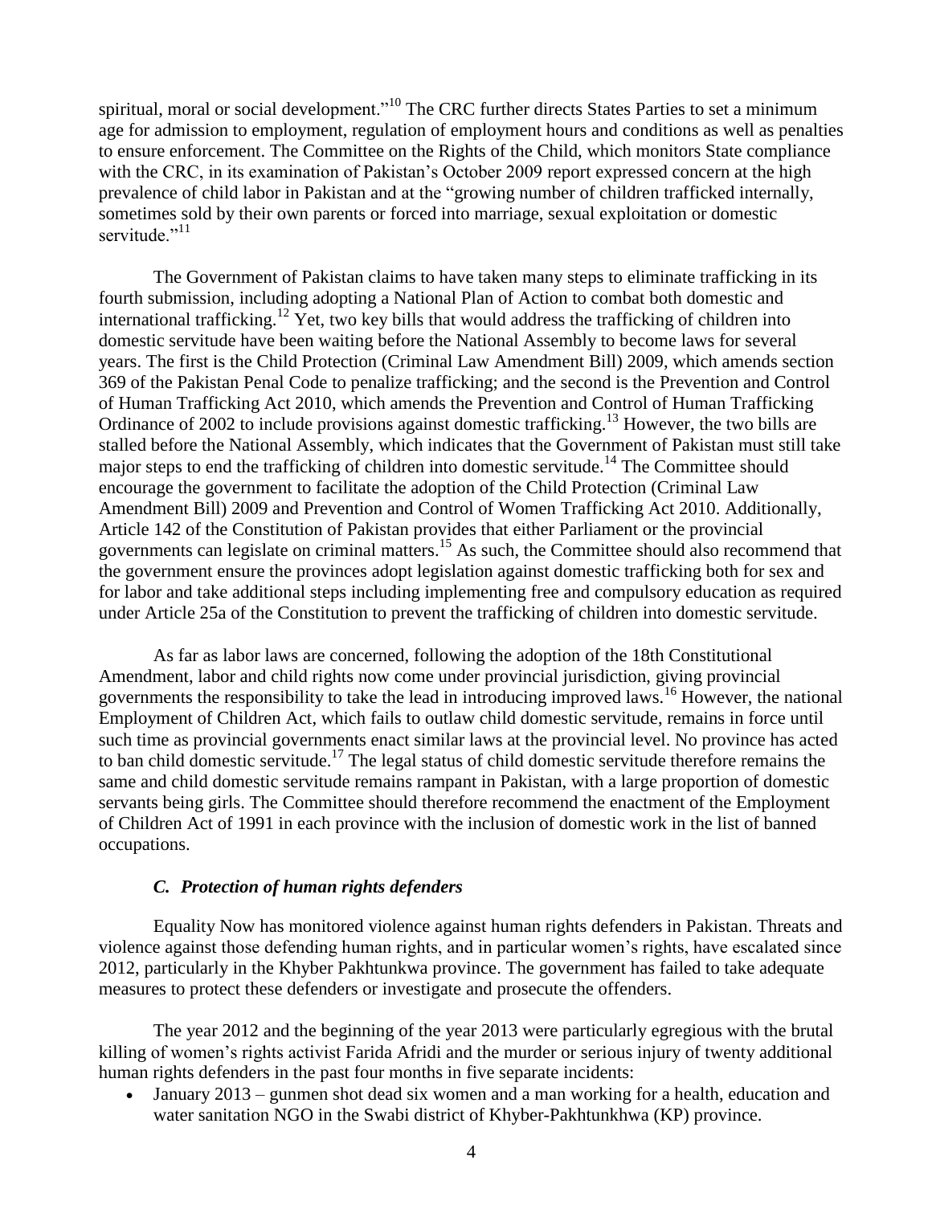spiritual, moral or social development."[10] The CRC further directs States Parties to set a minimum age for admission to employment, regulation of employment hours and conditions as well as penalties to ensure enforcement. The Committee on the Rights of the Child, which monitors State compliance with the CRC, in its examination of Pakistan's October 2009 report expressed concern at the high prevalence of child labor in Pakistan and at the "growing number of children trafficked internally, sometimes sold by their own parents or forced into marriage, sexual exploitation or domestic servitude."[11]

The Government of Pakistan claims to have taken many steps to eliminate trafficking in its fourth submission, including adopting a National Plan of Action to combat both domestic and international trafficking.[12] Yet, two key bills that would address the trafficking of children into domestic servitude have been waiting before the National Assembly to become laws for several years. The first is the Child Protection (Criminal Law Amendment Bill) 2009, which amends section 369 of the Pakistan Penal Code to penalize trafficking; and the second is the Prevention and Control of Human Trafficking Act 2010, which amends the Prevention and Control of Human Trafficking Ordinance of 2002 to include provisions against domestic trafficking.[13] However, the two bills are stalled before the National Assembly, which indicates that the Government of Pakistan must still take major steps to end the trafficking of children into domestic servitude.[14] The Committee should encourage the government to facilitate the adoption of the Child Protection (Criminal Law Amendment Bill) 2009 and Prevention and Control of Women Trafficking Act 2010. Additionally, Article 142 of the Constitution of Pakistan provides that either Parliament or the provincial governments can legislate on criminal matters.[15] As such, the Committee should also recommend that the government ensure the provinces adopt legislation against domestic trafficking both for sex and for labor and take additional steps including implementing free and compulsory education as required under Article 25a of the Constitution to prevent the trafficking of children into domestic servitude.

As far as labor laws are concerned, following the adoption of the 18th Constitutional Amendment, labor and child rights now come under provincial jurisdiction, giving provincial governments the responsibility to take the lead in introducing improved laws.[16] However, the national Employment of Children Act, which fails to outlaw child domestic servitude, remains in force until such time as provincial governments enact similar laws at the provincial level. No province has acted to ban child domestic servitude.[17] The legal status of child domestic servitude therefore remains the same and child domestic servitude remains rampant in Pakistan, with a large proportion of domestic servants being girls. The Committee should therefore recommend the enactment of the Employment of Children Act of 1991 in each province with the inclusion of domestic work in the list of banned occupations.

### *C. Protection of human rights defenders*

Equality Now has monitored violence against human rights defenders in Pakistan. Threats and violence against those defending human rights, and in particular women's rights, have escalated since 2012, particularly in the Khyber Pakhtunkwa province. The government has failed to take adequate measures to protect these defenders or investigate and prosecute the offenders.

The year 2012 and the beginning of the year 2013 were particularly egregious with the brutal killing of women's rights activist Farida Afridi and the murder or serious injury of twenty additional human rights defenders in the past four months in five separate incidents:

- January 2013 – gunmen shot dead six women and a man working for a health, education and water sanitation NGO in the Swabi district of Khyber-Pakhtunkhwa (KP) province.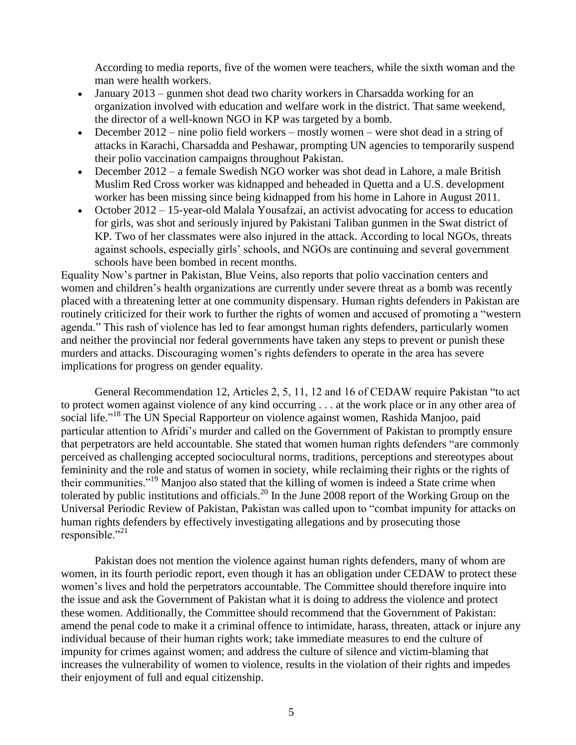According to media reports, five of the women were teachers, while the sixth woman and the man were health workers.

- January 2013 – gunmen shot dead two charity workers in Charsadda working for an organization involved with education and welfare work in the district. That same weekend, the director of a well-known NGO in KP was targeted by a bomb.
- December 2012 – nine polio field workers – mostly women – were shot dead in a string of attacks in Karachi, Charsadda and Peshawar, prompting UN agencies to temporarily suspend their polio vaccination campaigns throughout Pakistan.
- December 2012 – a female Swedish NGO worker was shot dead in Lahore, a male British Muslim Red Cross worker was kidnapped and beheaded in Quetta and a U.S. development worker has been missing since being kidnapped from his home in Lahore in August 2011.
- October 2012 – 15-year-old Malala Yousafzai, an activist advocating for access to education for girls, was shot and seriously injured by Pakistani Taliban gunmen in the Swat district of KP. Two of her classmates were also injured in the attack. According to local NGOs, threats against schools, especially girls' schools, and NGOs are continuing and several government schools have been bombed in recent months.

Equality Now's partner in Pakistan, Blue Veins, also reports that polio vaccination centers and women and children's health organizations are currently under severe threat as a bomb was recently placed with a threatening letter at one community dispensary. Human rights defenders in Pakistan are routinely criticized for their work to further the rights of women and accused of promoting a "western agenda." This rash of violence has led to fear amongst human rights defenders, particularly women and neither the provincial nor federal governments have taken any steps to prevent or punish these murders and attacks. Discouraging women's rights defenders to operate in the area has severe implications for progress on gender equality.

General Recommendation 12, Articles 2, 5, 11, 12 and 16 of CEDAW require Pakistan "to act to protect women against violence of any kind occurring . . . at the work place or in any other area of social life."[18] The UN Special Rapporteur on violence against women, Rashida Manjoo, paid particular attention to Afridi's murder and called on the Government of Pakistan to promptly ensure that perpetrators are held accountable. She stated that women human rights defenders "are commonly perceived as challenging accepted sociocultural norms, traditions, perceptions and stereotypes about femininity and the role and status of women in society, while reclaiming their rights or the rights of their communities."[19] Manjoo also stated that the killing of women is indeed a State crime when tolerated by public institutions and officials.[20] In the June 2008 report of the Working Group on the Universal Periodic Review of Pakistan, Pakistan was called upon to "combat impunity for attacks on human rights defenders by effectively investigating allegations and by prosecuting those responsible."[21]

Pakistan does not mention the violence against human rights defenders, many of whom are women, in its fourth periodic report, even though it has an obligation under CEDAW to protect these women's lives and hold the perpetrators accountable. The Committee should therefore inquire into the issue and ask the Government of Pakistan what it is doing to address the violence and protect these women. Additionally, the Committee should recommend that the Government of Pakistan: amend the penal code to make it a criminal offence to intimidate, harass, threaten, attack or injure any individual because of their human rights work; take immediate measures to end the culture of impunity for crimes against women; and address the culture of silence and victim-blaming that increases the vulnerability of women to violence, results in the violation of their rights and impedes their enjoyment of full and equal citizenship.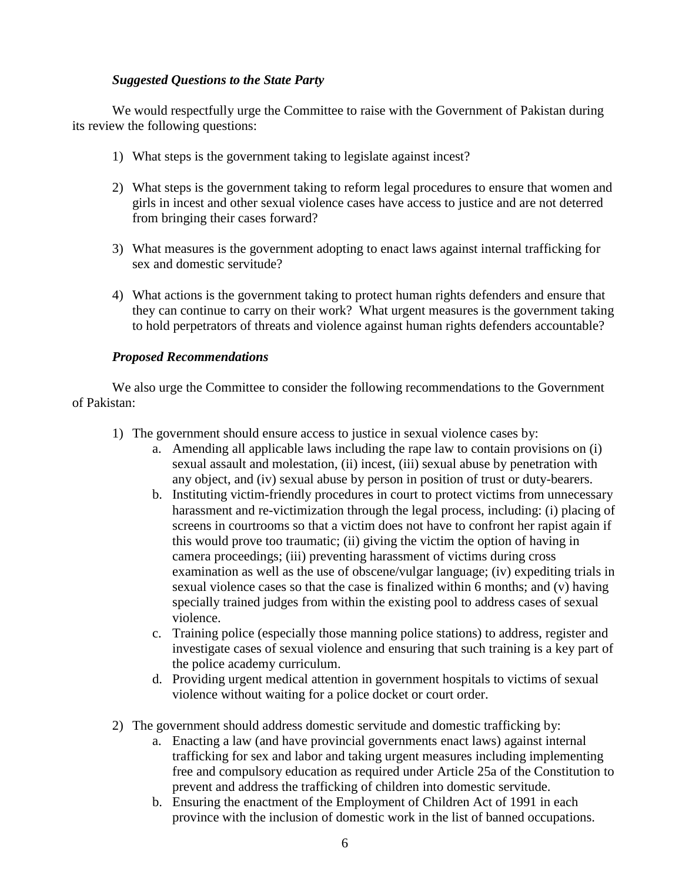### *Suggested Questions to the State Party*

We would respectfully urge the Committee to raise with the Government of Pakistan during its review the following questions:

1) What steps is the government taking to legislate against incest?

2) What steps is the government taking to reform legal procedures to ensure that women and girls in incest and other sexual violence cases have access to justice and are not deterred from bringing their cases forward?

3) What measures is the government adopting to enact laws against internal trafficking for sex and domestic servitude?

4) What actions is the government taking to protect human rights defenders and ensure that they can continue to carry on their work? What urgent measures is the government taking to hold perpetrators of threats and violence against human rights defenders accountable?

### *Proposed Recommendations*

We also urge the Committee to consider the following recommendations to the Government of Pakistan:

1) The government should ensure access to justice in sexual violence cases by:
    a. Amending all applicable laws including the rape law to contain provisions on (i) sexual assault and molestation, (ii) incest, (iii) sexual abuse by penetration with any object, and (iv) sexual abuse by person in position of trust or duty-bearers.
    b. Instituting victim-friendly procedures in court to protect victims from unnecessary harassment and re-victimization through the legal process, including: (i) placing of screens in courtrooms so that a victim does not have to confront her rapist again if this would prove too traumatic; (ii) giving the victim the option of having in camera proceedings; (iii) preventing harassment of victims during cross examination as well as the use of obscene/vulgar language; (iv) expediting trials in sexual violence cases so that the case is finalized within 6 months; and (v) having specially trained judges from within the existing pool to address cases of sexual violence.
    c. Training police (especially those manning police stations) to address, register and investigate cases of sexual violence and ensuring that such training is a key part of the police academy curriculum.
    d. Providing urgent medical attention in government hospitals to victims of sexual violence without waiting for a police docket or court order.

2) The government should address domestic servitude and domestic trafficking by:
    a. Enacting a law (and have provincial governments enact laws) against internal trafficking for sex and labor and taking urgent measures including implementing free and compulsory education as required under Article 25a of the Constitution to prevent and address the trafficking of children into domestic servitude.
    b. Ensuring the enactment of the Employment of Children Act of 1991 in each province with the inclusion of domestic work in the list of banned occupations.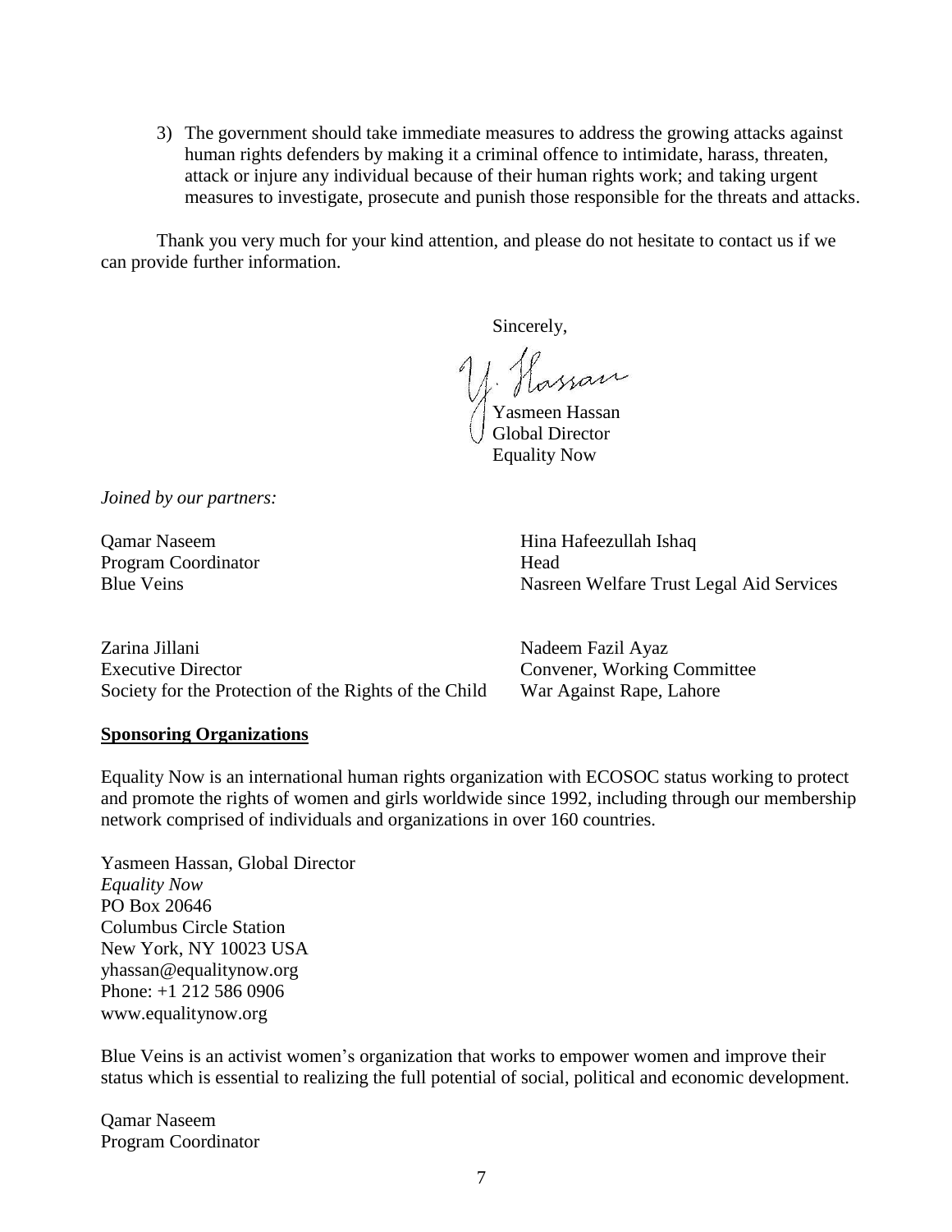3) The government should take immediate measures to address the growing attacks against human rights defenders by making it a criminal offence to intimidate, harass, threaten, attack or injure any individual because of their human rights work; and taking urgent measures to investigate, prosecute and punish those responsible for the threats and attacks.

Thank you very much for your kind attention, and please do not hesitate to contact us if we can provide further information.

Sincerely,

Y. Hassan

Yasmeen Hassan
Global Director
Equality Now

*Joined by our partners:*

Qamar Naseem
Program Coordinator
Blue Veins

Hina Hafeezullah Ishaq
Head
Nasreen Welfare Trust Legal Aid Services

Zarina Jillani
Executive Director
Society for the Protection of the Rights of the Child

Nadeem Fazil Ayaz
Convener, Working Committee
War Against Rape, Lahore

**Sponsoring Organizations**

Equality Now is an international human rights organization with ECOSOC status working to protect and promote the rights of women and girls worldwide since 1992, including through our membership network comprised of individuals and organizations in over 160 countries.

Yasmeen Hassan, Global Director
*Equality Now*
PO Box 20646
Columbus Circle Station
New York, NY 10023 USA
yhassan@equalitynow.org
Phone: +1 212 586 0906
www.equalitynow.org

Blue Veins is an activist women's organization that works to empower women and improve their status which is essential to realizing the full potential of social, political and economic development.

Qamar Naseem
Program Coordinator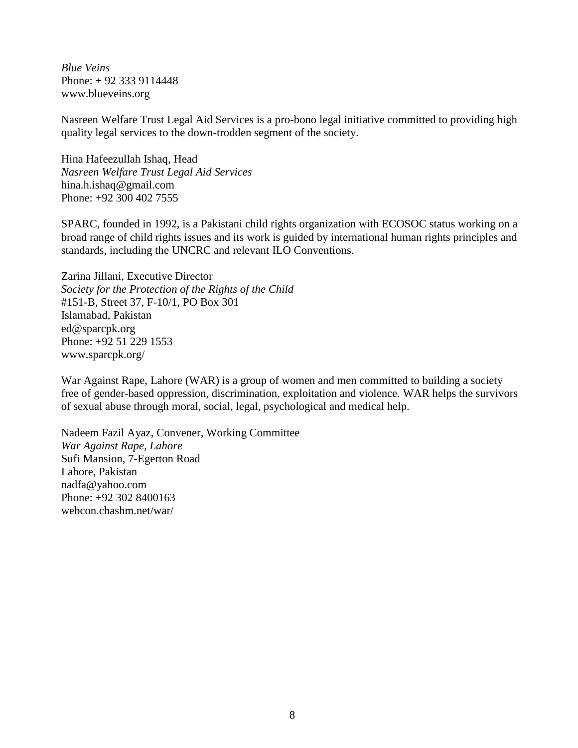*Blue Veins*
Phone: + 92 333 9114448
www.blueveins.org

Nasreen Welfare Trust Legal Aid Services is a pro-bono legal initiative committed to providing high quality legal services to the down-trodden segment of the society.

Hina Hafeezullah Ishaq, Head
*Nasreen Welfare Trust Legal Aid Services*
hina.h.ishaq@gmail.com
Phone: +92 300 402 7555

SPARC, founded in 1992, is a Pakistani child rights organization with ECOSOC status working on a broad range of child rights issues and its work is guided by international human rights principles and standards, including the UNCRC and relevant ILO Conventions.

Zarina Jillani, Executive Director
*Society for the Protection of the Rights of the Child*
#151-B, Street 37, F-10/1, PO Box 301
Islamabad, Pakistan
ed@sparcpk.org
Phone: +92 51 229 1553
www.sparcpk.org/

War Against Rape, Lahore (WAR) is a group of women and men committed to building a society free of gender-based oppression, discrimination, exploitation and violence. WAR helps the survivors of sexual abuse through moral, social, legal, psychological and medical help.

Nadeem Fazil Ayaz, Convener, Working Committee
*War Against Rape, Lahore*
Sufi Mansion, 7-Egerton Road
Lahore, Pakistan
nadfa@yahoo.com
Phone: +92 302 8400163
webcon.chashm.net/war/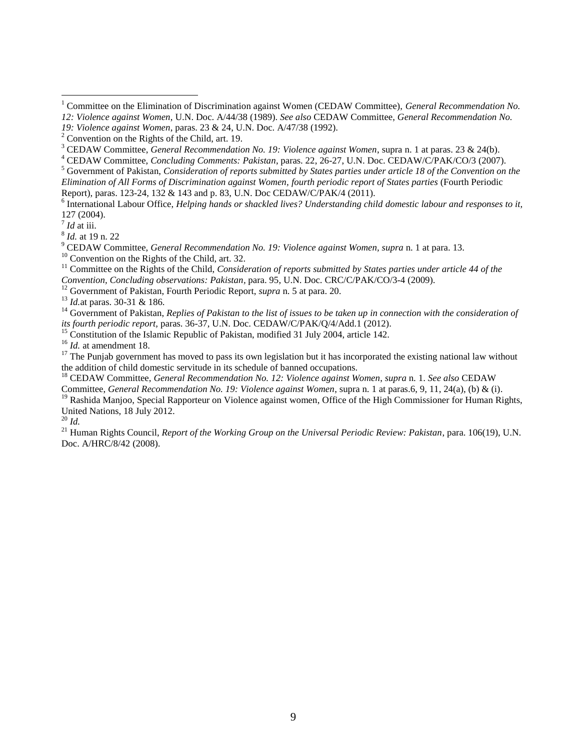[1] Committee on the Elimination of Discrimination against Women (CEDAW Committee), *General Recommendation No. 12: Violence against Women*, U.N. Doc. A/44/38 (1989). *See also* CEDAW Committee, *General Recommendation No. 19: Violence against Women*, paras. 23 & 24, U.N. Doc. A/47/38 (1992).

[2] Convention on the Rights of the Child, art. 19.

[3] CEDAW Committee, *General Recommendation No. 19: Violence against Women*, supra n. 1 at paras. 23 & 24(b).

[4] CEDAW Committee, *Concluding Comments: Pakistan*, paras. 22, 26-27, U.N. Doc. CEDAW/C/PAK/CO/3 (2007).

[5] Government of Pakistan, *Consideration of reports submitted by States parties under article 18 of the Convention on the Elimination of All Forms of Discrimination against Women, fourth periodic report of States parties* (Fourth Periodic Report), paras. 123-24, 132 & 143 and p. 83, U.N. Doc CEDAW/C/PAK/4 (2011).

[6] International Labour Office, *Helping hands or shackled lives? Understanding child domestic labour and responses to it,* 127 (2004).

[7] *Id* at iii.

[8] *Id.* at 19 n. 22

[9] CEDAW Committee, *General Recommendation No. 19: Violence against Women, supra* n. 1 at para. 13.

[10] Convention on the Rights of the Child, art. 32.

[11] Committee on the Rights of the Child, *Consideration of reports submitted by States parties under article 44 of the Convention, Concluding observations: Pakistan,* para. 95, U.N. Doc. CRC/C/PAK/CO/3-4 (2009).

[12] Government of Pakistan, Fourth Periodic Report, *supra* n. 5 at para. 20.

[13] *Id.*at paras. 30-31 & 186.

[14] Government of Pakistan, *Replies of Pakistan to the list of issues to be taken up in connection with the consideration of its fourth periodic report,* paras. 36-37, U.N. Doc. CEDAW/C/PAK/Q/4/Add.1 (2012).

[15] Constitution of the Islamic Republic of Pakistan, modified 31 July 2004, article 142.

[16] *Id.* at amendment 18.

[17] The Punjab government has moved to pass its own legislation but it has incorporated the existing national law without the addition of child domestic servitude in its schedule of banned occupations.

[18] CEDAW Committee, *General Recommendation No. 12: Violence against Women*, *supra* n. 1. *See also* CEDAW Committee, *General Recommendation No. 19: Violence against Women*, supra n. 1 at paras.6, 9, 11, 24(a), (b) & (i).

[19] Rashida Manjoo, Special Rapporteur on Violence against women, Office of the High Commissioner for Human Rights, United Nations, 18 July 2012.

[20] *Id.*

[21] Human Rights Council, *Report of the Working Group on the Universal Periodic Review: Pakistan*, para. 106(19), U.N. Doc. A/HRC/8/42 (2008).